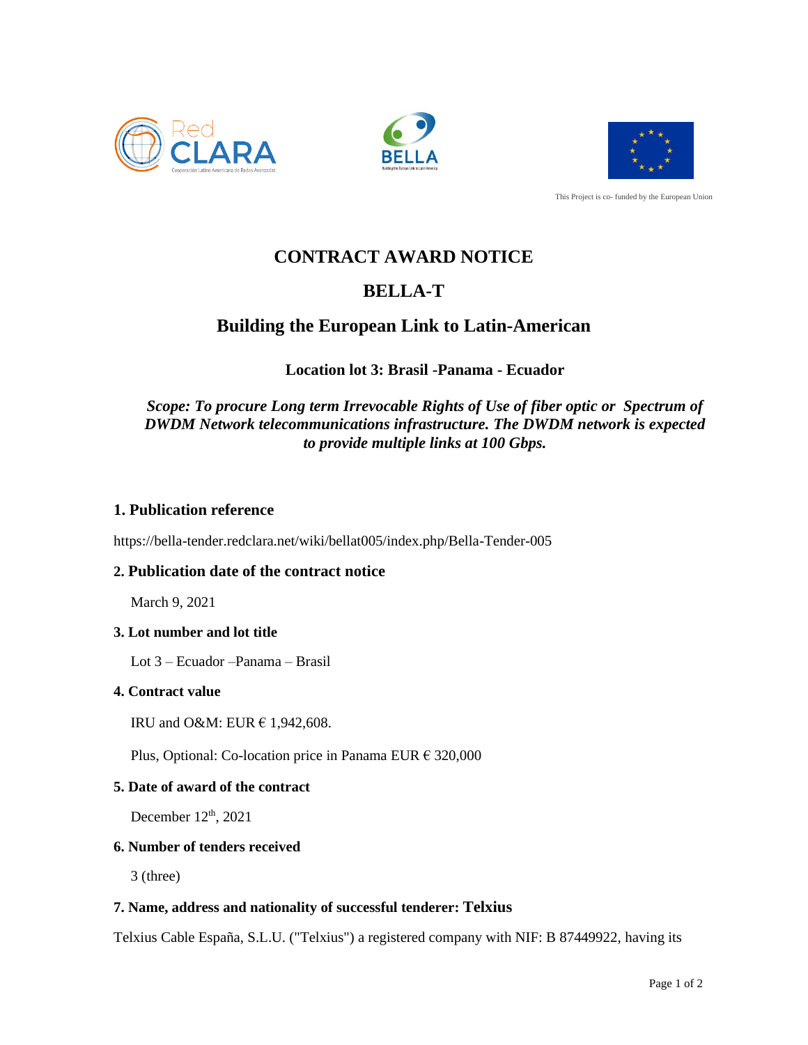This Project is co- funded by the European Union

# CONTRACT AWARD NOTICE

# BELLA-T

## Building the European Link to Latin-American

**Location lot 3: Brasil -Panama - Ecuador**

***Scope: To procure Long term Irrevocable Rights of Use of fiber optic or Spectrum of DWDM Network telecommunications infrastructure. The DWDM network is expected to provide multiple links at 100 Gbps.***

### 1. Publication reference

https://bella-tender.redclara.net/wiki/bellat005/index.php/Bella-Tender-005

### 2. Publication date of the contract notice

March 9, 2021

### 3. Lot number and lot title

Lot 3 – Ecuador –Panama – Brasil

### 4. Contract value

IRU and O&M: EUR € 1,942,608.

Plus, Optional: Co-location price in Panama EUR € 320,000

### 5. Date of award of the contract

December 12th, 2021

### 6. Number of tenders received

3 (three)

### 7. Name, address and nationality of successful tenderer: Telxius

Telxius Cable España, S.L.U. ("Telxius") a registered company with NIF: B 87449922, having its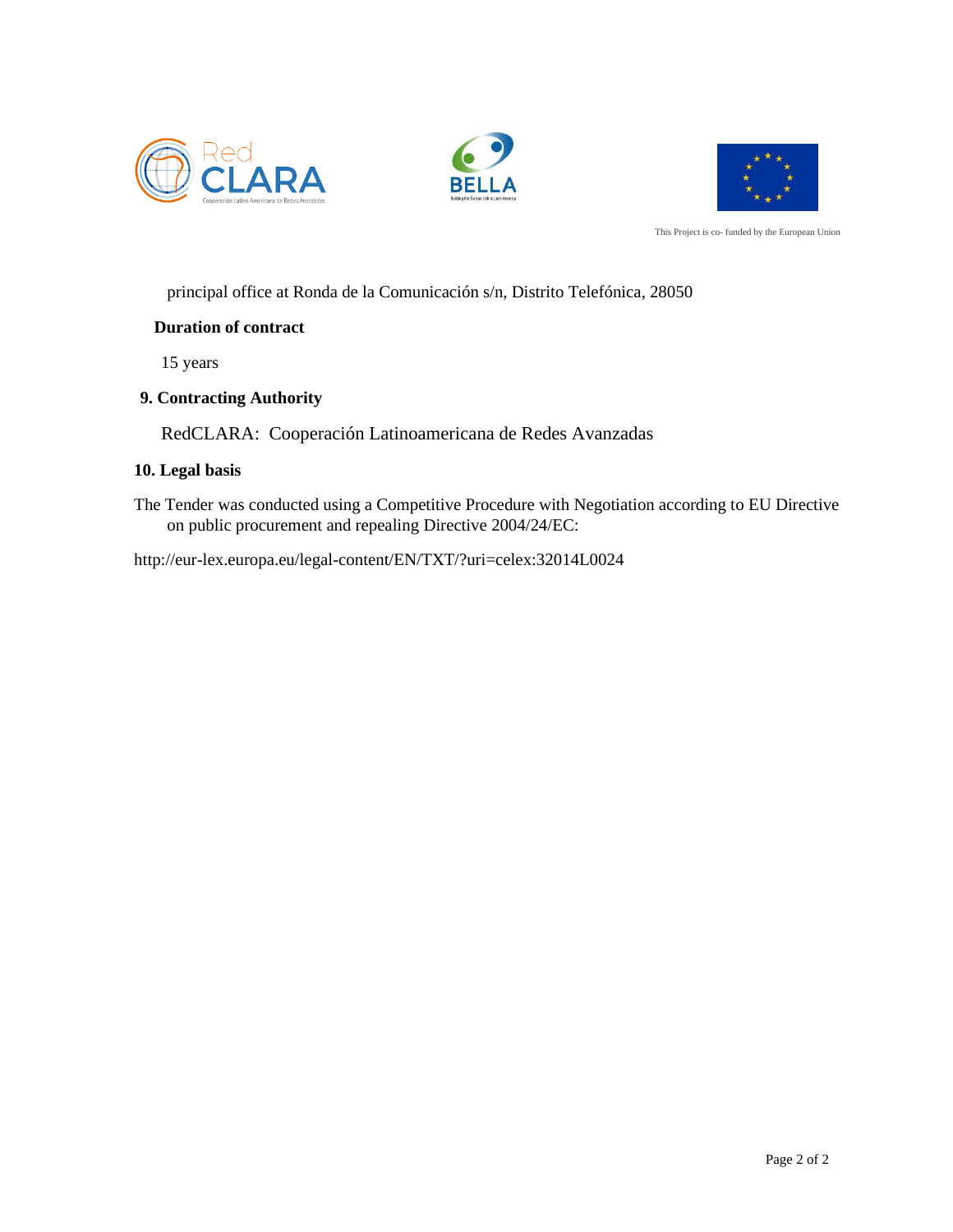principal office at Ronda de la Comunicación s/n, Distrito Telefónica, 28050

**Duration of contract**

15 years

## 9. Contracting Authority

RedCLARA: Cooperación Latinoamericana de Redes Avanzadas

## 10. Legal basis

The Tender was conducted using a Competitive Procedure with Negotiation according to EU Directive on public procurement and repealing Directive 2004/24/EC:

http://eur-lex.europa.eu/legal-content/EN/TXT/?uri=celex:32014L0024